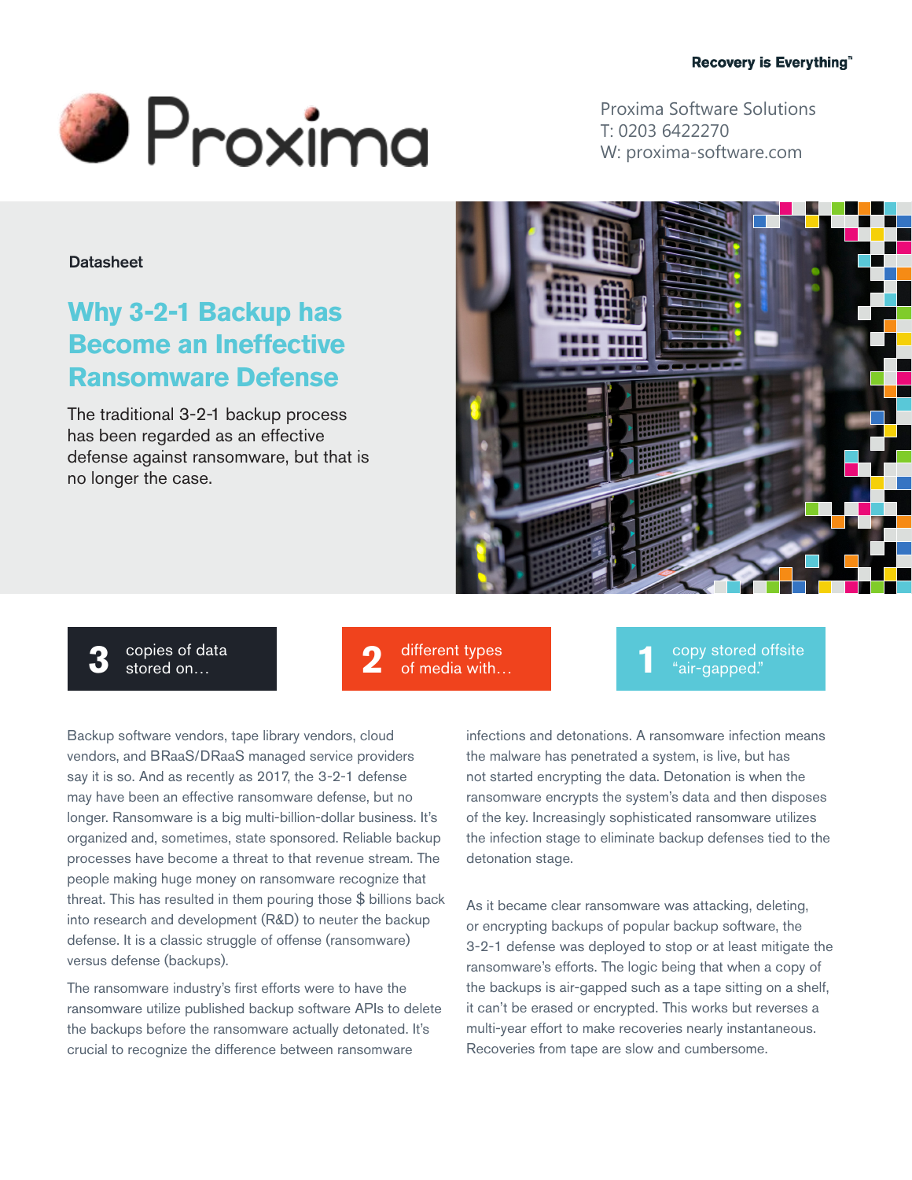Recovery is Everything™

# Proxima

Proxima Software Solutions
T: 0203 6422270
W: proxima-software.com

Datasheet

## Why 3-2-1 Backup has Become an Ineffective Ransomware Defense

The traditional 3-2-1 backup process has been regarded as an effective defense against ransomware, but that is no longer the case.

**3** copies of data stored on…

**2** different types of media with…

**1** copy stored offsite "air-gapped."

Backup software vendors, tape library vendors, cloud vendors, and BRaaS/DRaaS managed service providers say it is so. And as recently as 2017, the 3-2-1 defense may have been an effective ransomware defense, but no longer. Ransomware is a big multi-billion-dollar business. It's organized and, sometimes, state sponsored. Reliable backup processes have become a threat to that revenue stream. The people making huge money on ransomware recognize that threat. This has resulted in them pouring those $ billions back into research and development (R&D) to neuter the backup defense. It is a classic struggle of offense (ransomware) versus defense (backups).

The ransomware industry's first efforts were to have the ransomware utilize published backup software APIs to delete the backups before the ransomware actually detonated. It's crucial to recognize the difference between ransomware infections and detonations. A ransomware infection means the malware has penetrated a system, is live, but has not started encrypting the data. Detonation is when the ransomware encrypts the system's data and then disposes of the key. Increasingly sophisticated ransomware utilizes the infection stage to eliminate backup defenses tied to the detonation stage.

As it became clear ransomware was attacking, deleting, or encrypting backups of popular backup software, the 3-2-1 defense was deployed to stop or at least mitigate the ransomware's efforts. The logic being that when a copy of the backups is air-gapped such as a tape sitting on a shelf, it can't be erased or encrypted. This works but reverses a multi-year effort to make recoveries nearly instantaneous. Recoveries from tape are slow and cumbersome.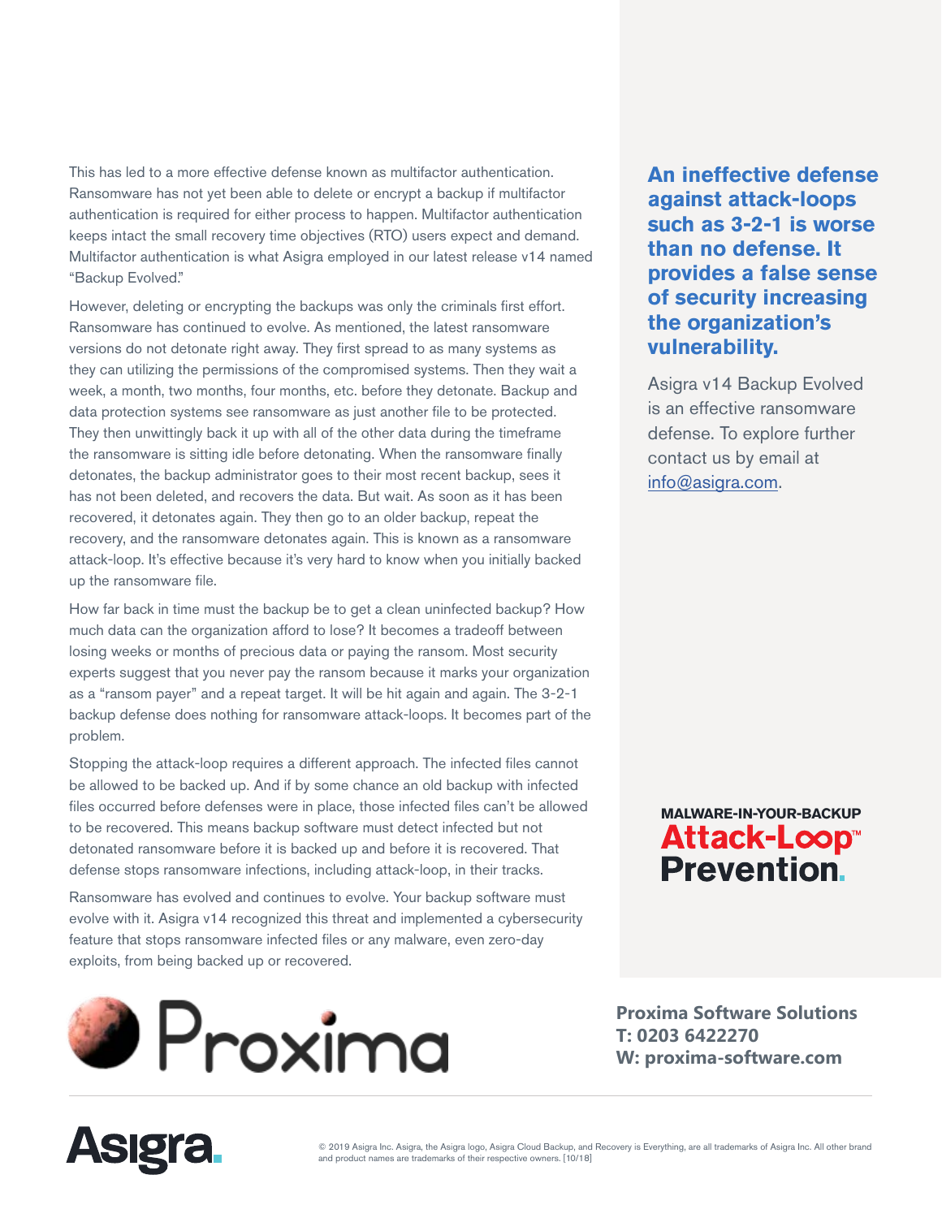This has led to a more effective defense known as multifactor authentication. Ransomware has not yet been able to delete or encrypt a backup if multifactor authentication is required for either process to happen. Multifactor authentication keeps intact the small recovery time objectives (RTO) users expect and demand. Multifactor authentication is what Asigra employed in our latest release v14 named "Backup Evolved."

However, deleting or encrypting the backups was only the criminals first effort. Ransomware has continued to evolve. As mentioned, the latest ransomware versions do not detonate right away. They first spread to as many systems as they can utilizing the permissions of the compromised systems. Then they wait a week, a month, two months, four months, etc. before they detonate. Backup and data protection systems see ransomware as just another file to be protected. They then unwittingly back it up with all of the other data during the timeframe the ransomware is sitting idle before detonating. When the ransomware finally detonates, the backup administrator goes to their most recent backup, sees it has not been deleted, and recovers the data. But wait. As soon as it has been recovered, it detonates again. They then go to an older backup, repeat the recovery, and the ransomware detonates again. This is known as a ransomware attack-loop. It's effective because it's very hard to know when you initially backed up the ransomware file.

How far back in time must the backup be to get a clean uninfected backup? How much data can the organization afford to lose? It becomes a tradeoff between losing weeks or months of precious data or paying the ransom. Most security experts suggest that you never pay the ransom because it marks your organization as a "ransom payer" and a repeat target. It will be hit again and again. The 3-2-1 backup defense does nothing for ransomware attack-loops. It becomes part of the problem.

Stopping the attack-loop requires a different approach. The infected files cannot be allowed to be backed up. And if by some chance an old backup with infected files occurred before defenses were in place, those infected files can't be allowed to be recovered. This means backup software must detect infected but not detonated ransomware before it is backed up and before it is recovered. That defense stops ransomware infections, including attack-loop, in their tracks.

Ransomware has evolved and continues to evolve. Your backup software must evolve with it. Asigra v14 recognized this threat and implemented a cybersecurity feature that stops ransomware infected files or any malware, even zero-day exploits, from being backed up or recovered.

**An ineffective defense against attack-loops such as 3-2-1 is worse than no defense. It provides a false sense of security increasing the organization's vulnerability.**

Asigra v14 Backup Evolved is an effective ransomware defense. To explore further contact us by email at info@asigra.com.

**MALWARE-IN-YOUR-BACKUP**
**Attack-Loop™ Prevention.**

Proxima

**Proxima Software Solutions**
**T: 0203 6422270**
**W: proxima-software.com**

Asigra.

© 2019 Asigra Inc. Asigra, the Asigra logo, Asigra Cloud Backup, and Recovery is Everything, are all trademarks of Asigra Inc. All other brand and product names are trademarks of their respective owners. [10/18]